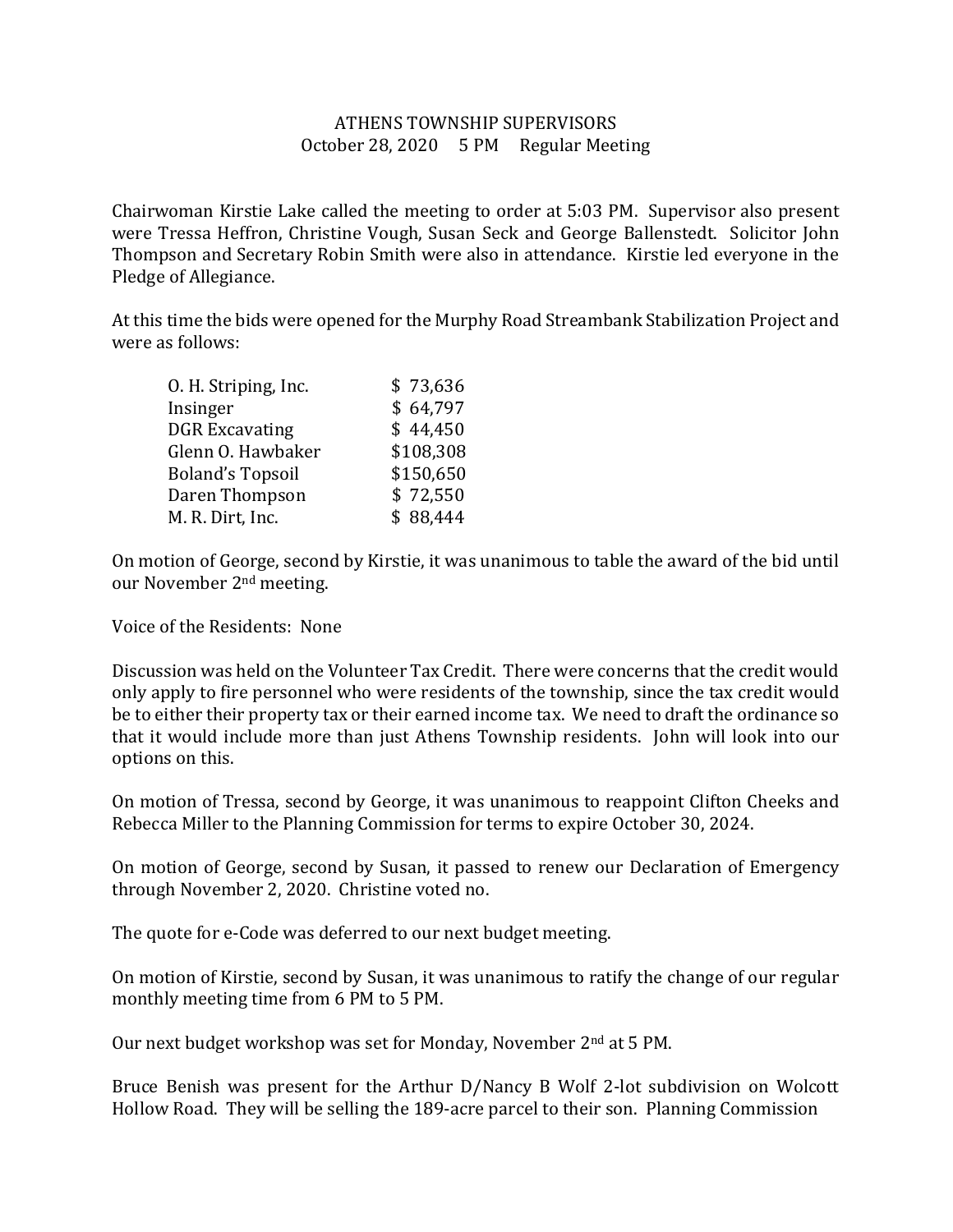# ATHENS TOWNSHIP SUPERVISORS

October 28, 2020 5 PM Regular Meeting

Chairwoman Kirstie Lake called the meeting to order at 5:03 PM. Supervisor also present were Tressa Heffron, Christine Vough, Susan Seck and George Ballenstedt. Solicitor John Thompson and Secretary Robin Smith were also in attendance. Kirstie led everyone in the Pledge of Allegiance.

At this time the bids were opened for the Murphy Road Streambank Stabilization Project and were as follows:

| Bidder | Amount |
|---|---|
| O. H. Striping, Inc. | $ 73,636 |
| Insinger | $ 64,797 |
| DGR Excavating | $ 44,450 |
| Glenn O. Hawbaker | $108,308 |
| Boland's Topsoil | $150,650 |
| Daren Thompson | $ 72,550 |
| M. R. Dirt, Inc. | $ 88,444 |

On motion of George, second by Kirstie, it was unanimous to table the award of the bid until our November 2nd meeting.

Voice of the Residents: None

Discussion was held on the Volunteer Tax Credit. There were concerns that the credit would only apply to fire personnel who were residents of the township, since the tax credit would be to either their property tax or their earned income tax. We need to draft the ordinance so that it would include more than just Athens Township residents. John will look into our options on this.

On motion of Tressa, second by George, it was unanimous to reappoint Clifton Cheeks and Rebecca Miller to the Planning Commission for terms to expire October 30, 2024.

On motion of George, second by Susan, it passed to renew our Declaration of Emergency through November 2, 2020. Christine voted no.

The quote for e-Code was deferred to our next budget meeting.

On motion of Kirstie, second by Susan, it was unanimous to ratify the change of our regular monthly meeting time from 6 PM to 5 PM.

Our next budget workshop was set for Monday, November 2nd at 5 PM.

Bruce Benish was present for the Arthur D/Nancy B Wolf 2-lot subdivision on Wolcott Hollow Road. They will be selling the 189-acre parcel to their son. Planning Commission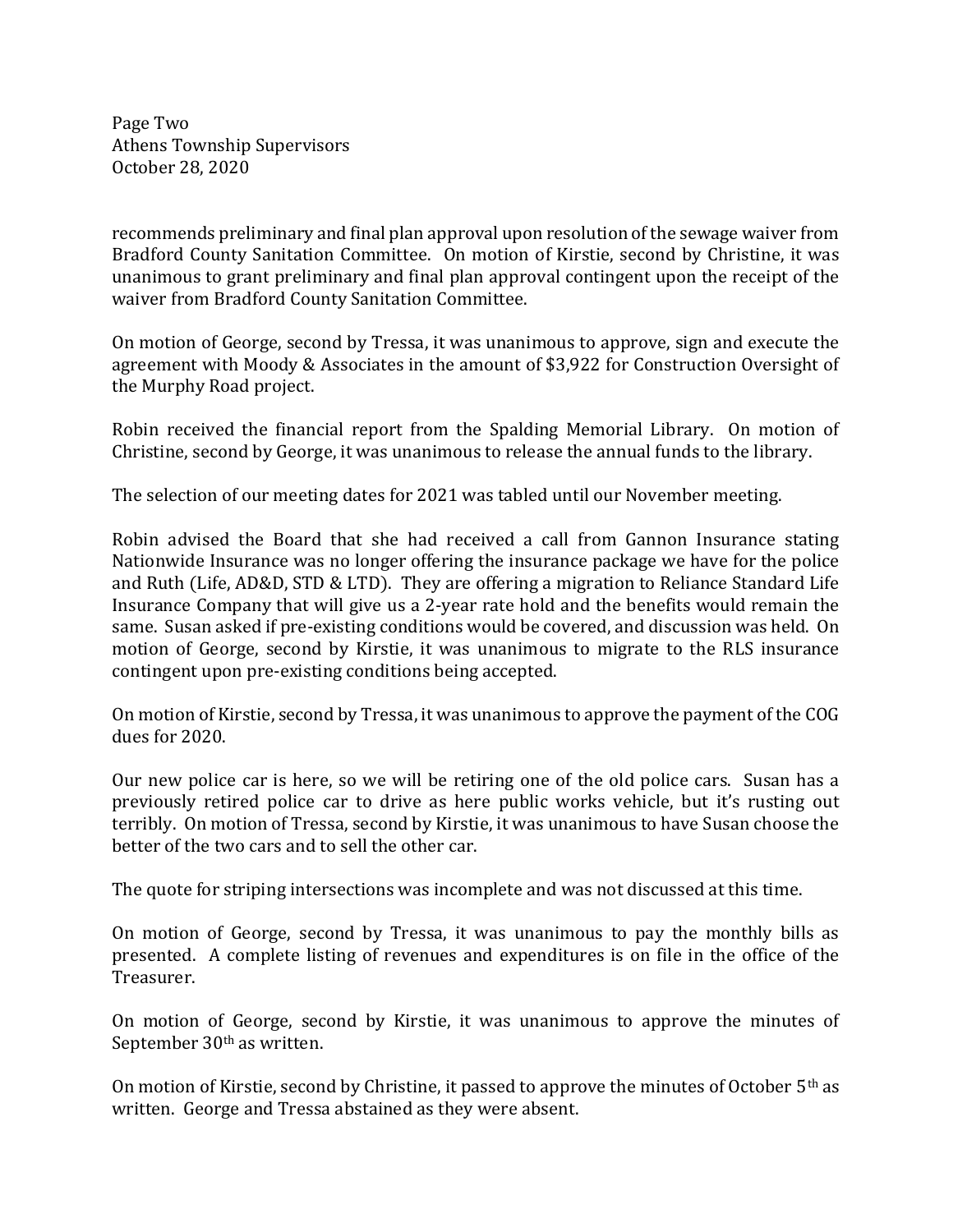recommends preliminary and final plan approval upon resolution of the sewage waiver from Bradford County Sanitation Committee. On motion of Kirstie, second by Christine, it was unanimous to grant preliminary and final plan approval contingent upon the receipt of the waiver from Bradford County Sanitation Committee.

On motion of George, second by Tressa, it was unanimous to approve, sign and execute the agreement with Moody & Associates in the amount of $3,922 for Construction Oversight of the Murphy Road project.

Robin received the financial report from the Spalding Memorial Library. On motion of Christine, second by George, it was unanimous to release the annual funds to the library.

The selection of our meeting dates for 2021 was tabled until our November meeting.

Robin advised the Board that she had received a call from Gannon Insurance stating Nationwide Insurance was no longer offering the insurance package we have for the police and Ruth (Life, AD&D, STD & LTD). They are offering a migration to Reliance Standard Life Insurance Company that will give us a 2-year rate hold and the benefits would remain the same. Susan asked if pre-existing conditions would be covered, and discussion was held. On motion of George, second by Kirstie, it was unanimous to migrate to the RLS insurance contingent upon pre-existing conditions being accepted.

On motion of Kirstie, second by Tressa, it was unanimous to approve the payment of the COG dues for 2020.

Our new police car is here, so we will be retiring one of the old police cars. Susan has a previously retired police car to drive as here public works vehicle, but it's rusting out terribly. On motion of Tressa, second by Kirstie, it was unanimous to have Susan choose the better of the two cars and to sell the other car.

The quote for striping intersections was incomplete and was not discussed at this time.

On motion of George, second by Tressa, it was unanimous to pay the monthly bills as presented. A complete listing of revenues and expenditures is on file in the office of the Treasurer.

On motion of George, second by Kirstie, it was unanimous to approve the minutes of September 30th as written.

On motion of Kirstie, second by Christine, it passed to approve the minutes of October 5th as written. George and Tressa abstained as they were absent.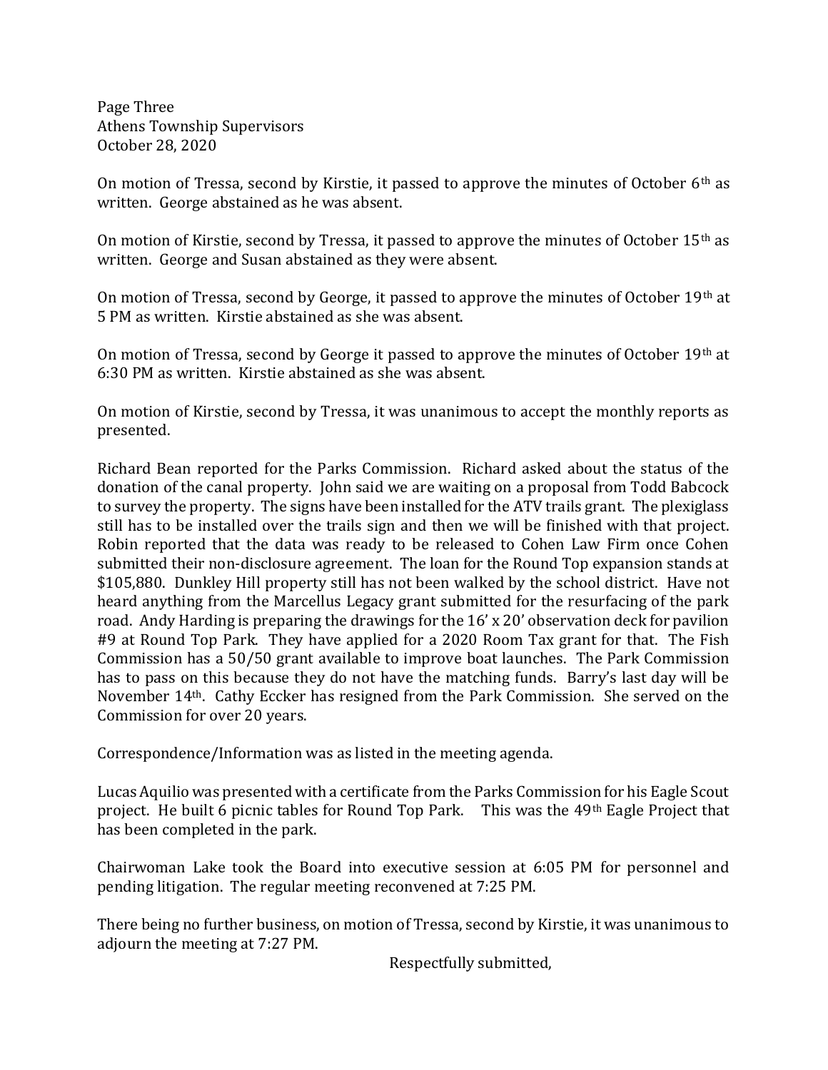Page Three
Athens Township Supervisors
October 28, 2020

On motion of Tressa, second by Kirstie, it passed to approve the minutes of October 6th as written. George abstained as he was absent.

On motion of Kirstie, second by Tressa, it passed to approve the minutes of October 15th as written. George and Susan abstained as they were absent.

On motion of Tressa, second by George, it passed to approve the minutes of October 19th at 5 PM as written. Kirstie abstained as she was absent.

On motion of Tressa, second by George it passed to approve the minutes of October 19th at 6:30 PM as written. Kirstie abstained as she was absent.

On motion of Kirstie, second by Tressa, it was unanimous to accept the monthly reports as presented.

Richard Bean reported for the Parks Commission. Richard asked about the status of the donation of the canal property. John said we are waiting on a proposal from Todd Babcock to survey the property. The signs have been installed for the ATV trails grant. The plexiglass still has to be installed over the trails sign and then we will be finished with that project. Robin reported that the data was ready to be released to Cohen Law Firm once Cohen submitted their non-disclosure agreement. The loan for the Round Top expansion stands at $105,880. Dunkley Hill property still has not been walked by the school district. Have not heard anything from the Marcellus Legacy grant submitted for the resurfacing of the park road. Andy Harding is preparing the drawings for the 16' x 20' observation deck for pavilion #9 at Round Top Park. They have applied for a 2020 Room Tax grant for that. The Fish Commission has a 50/50 grant available to improve boat launches. The Park Commission has to pass on this because they do not have the matching funds. Barry's last day will be November 14th. Cathy Eccker has resigned from the Park Commission. She served on the Commission for over 20 years.

Correspondence/Information was as listed in the meeting agenda.

Lucas Aquilio was presented with a certificate from the Parks Commission for his Eagle Scout project. He built 6 picnic tables for Round Top Park. This was the 49th Eagle Project that has been completed in the park.

Chairwoman Lake took the Board into executive session at 6:05 PM for personnel and pending litigation. The regular meeting reconvened at 7:25 PM.

There being no further business, on motion of Tressa, second by Kirstie, it was unanimous to adjourn the meeting at 7:27 PM.

Respectfully submitted,